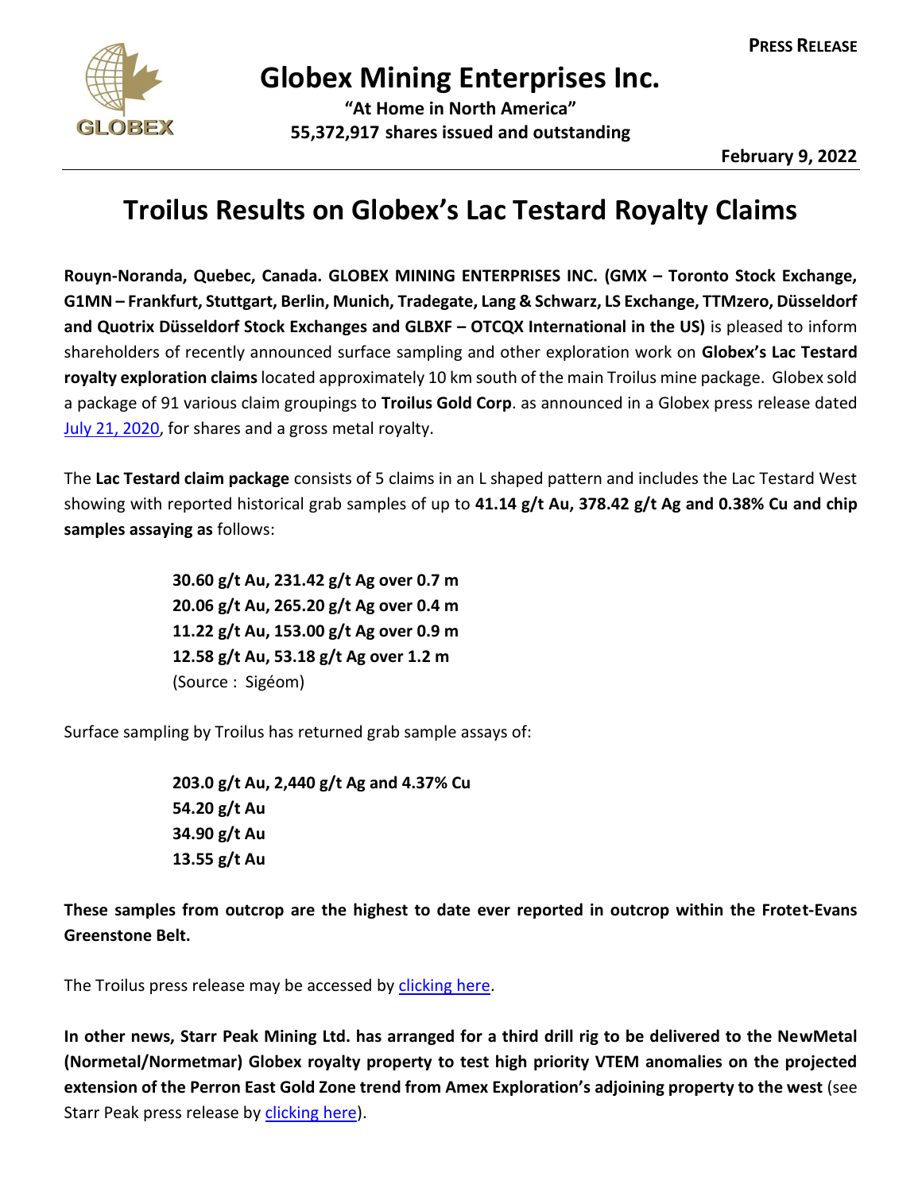**PRESS RELEASE**

# Globex Mining Enterprises Inc.

**"At Home in North America"**
**55,372,917 shares issued and outstanding**

**February 9, 2022**

# Troilus Results on Globex's Lac Testard Royalty Claims

**Rouyn-Noranda, Quebec, Canada. GLOBEX MINING ENTERPRISES INC. (GMX – Toronto Stock Exchange, G1MN – Frankfurt, Stuttgart, Berlin, Munich, Tradegate, Lang & Schwarz, LS Exchange, TTMzero, Düsseldorf and Quotrix Düsseldorf Stock Exchanges and GLBXF – OTCQX International in the US)** is pleased to inform shareholders of recently announced surface sampling and other exploration work on **Globex's Lac Testard royalty exploration claims** located approximately 10 km south of the main Troilus mine package. Globex sold a package of 91 various claim groupings to **Troilus Gold Corp**. as announced in a Globex press release dated July 21, 2020, for shares and a gross metal royalty.

The **Lac Testard claim package** consists of 5 claims in an L shaped pattern and includes the Lac Testard West showing with reported historical grab samples of up to **41.14 g/t Au, 378.42 g/t Ag and 0.38% Cu and chip samples assaying as** follows:

**30.60 g/t Au, 231.42 g/t Ag over 0.7 m**
**20.06 g/t Au, 265.20 g/t Ag over 0.4 m**
**11.22 g/t Au, 153.00 g/t Ag over 0.9 m**
**12.58 g/t Au, 53.18 g/t Ag over 1.2 m**
(Source : Sigéom)

Surface sampling by Troilus has returned grab sample assays of:

**203.0 g/t Au, 2,440 g/t Ag and 4.37% Cu**
**54.20 g/t Au**
**34.90 g/t Au**
**13.55 g/t Au**

**These samples from outcrop are the highest to date ever reported in outcrop within the Frotet-Evans Greenstone Belt.**

The Troilus press release may be accessed by clicking here.

**In other news, Starr Peak Mining Ltd. has arranged for a third drill rig to be delivered to the NewMetal (Normetal/Normetmar) Globex royalty property to test high priority VTEM anomalies on the projected extension of the Perron East Gold Zone trend from Amex Exploration's adjoining property to the west** (see Starr Peak press release by clicking here).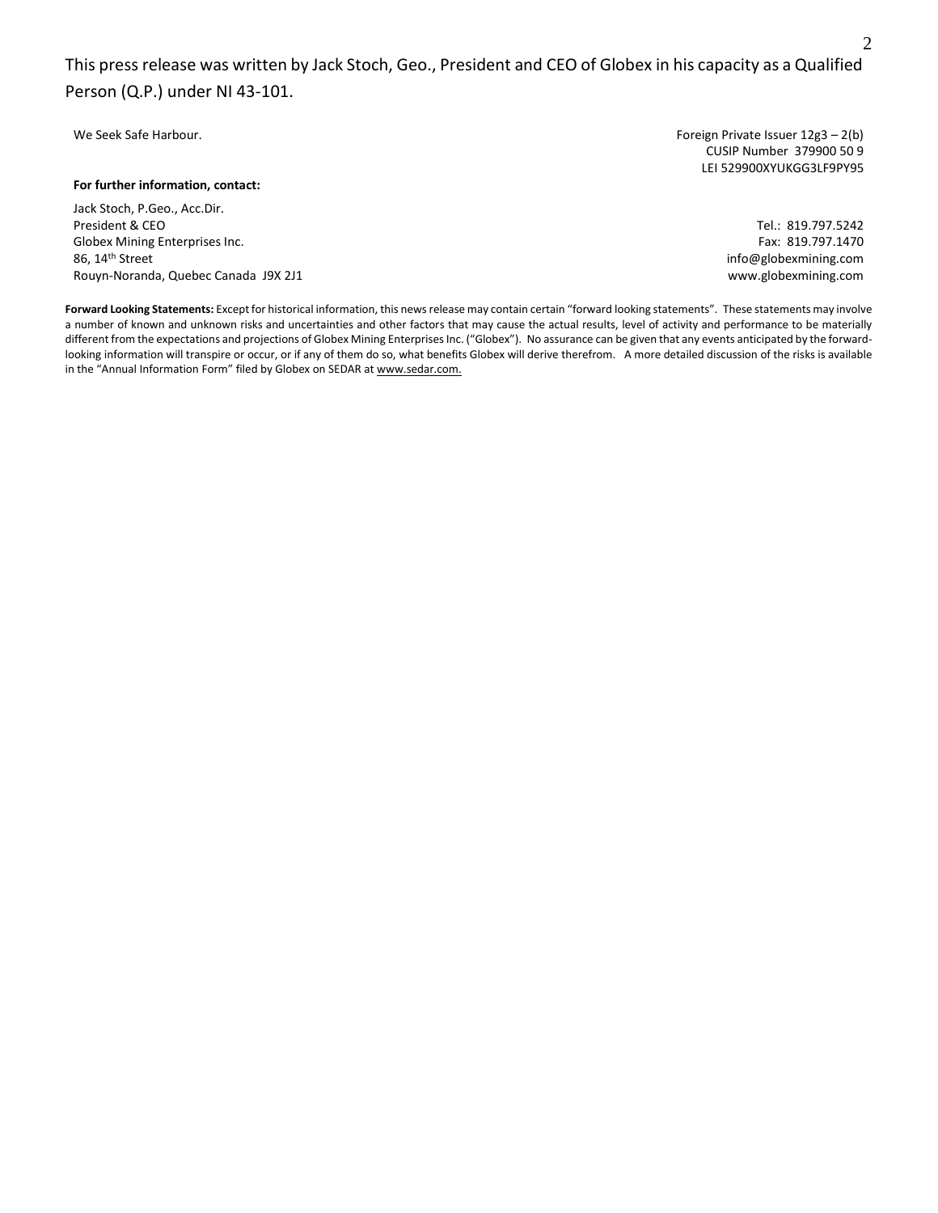This press release was written by Jack Stoch, Geo., President and CEO of Globex in his capacity as a Qualified Person (Q.P.) under NI 43-101.

We Seek Safe Harbour.

Foreign Private Issuer 12g3 – 2(b)
CUSIP Number 379900 50 9
LEI 529900XYUKGG3LF9PY95

**For further information, contact:**

Jack Stoch, P.Geo., Acc.Dir.
President & CEO
Globex Mining Enterprises Inc.
86, 14th Street
Rouyn-Noranda, Quebec Canada J9X 2J1

Tel.: 819.797.5242
Fax: 819.797.1470
info@globexmining.com
www.globexmining.com

**Forward Looking Statements:** Except for historical information, this news release may contain certain "forward looking statements". These statements may involve a number of known and unknown risks and uncertainties and other factors that may cause the actual results, level of activity and performance to be materially different from the expectations and projections of Globex Mining Enterprises Inc. ("Globex"). No assurance can be given that any events anticipated by the forward-looking information will transpire or occur, or if any of them do so, what benefits Globex will derive therefrom. A more detailed discussion of the risks is available in the "Annual Information Form" filed by Globex on SEDAR at www.sedar.com.